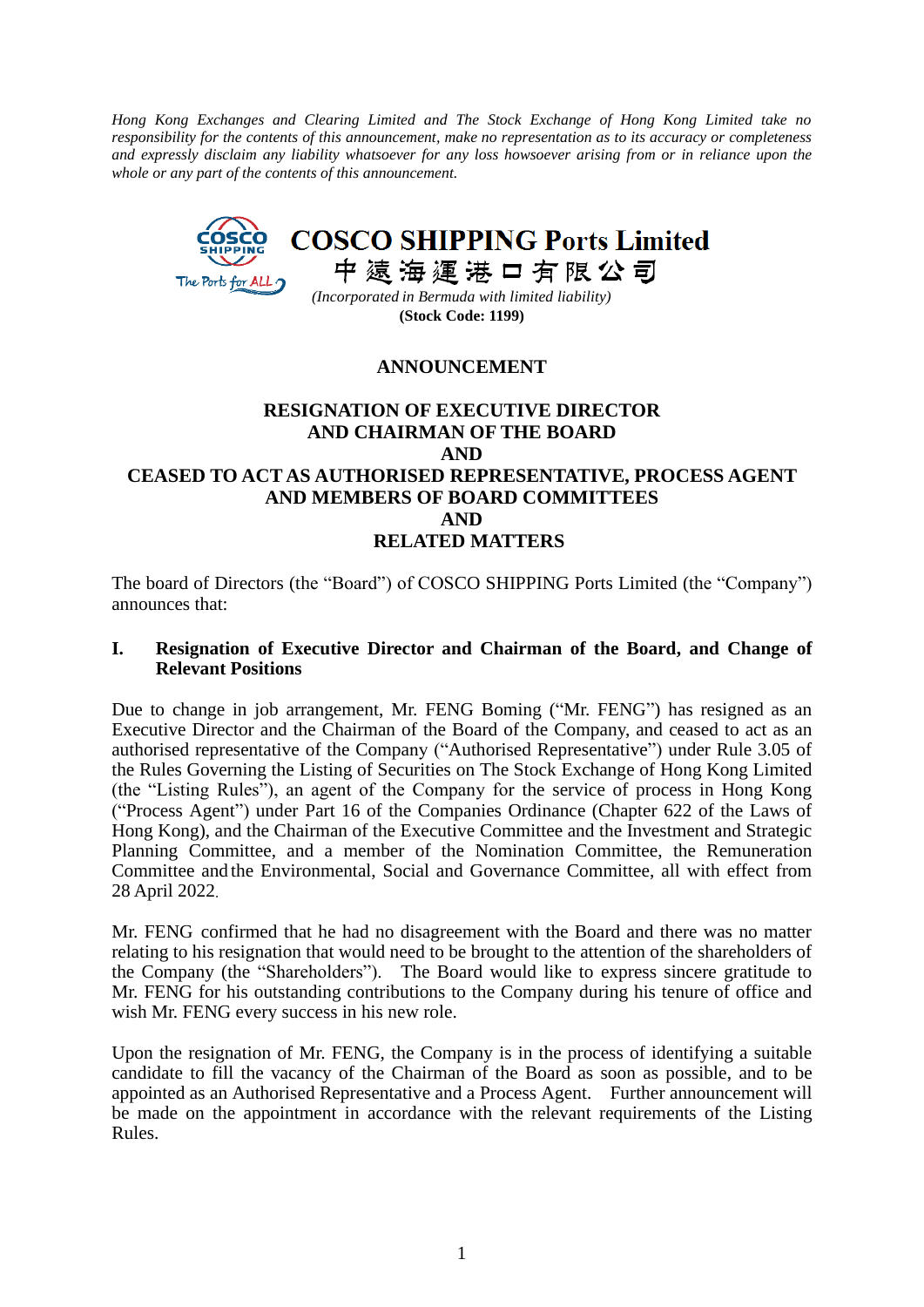*Hong Kong Exchanges and Clearing Limited and The Stock Exchange of Hong Kong Limited take no responsibility for the contents of this announcement, make no representation as to its accuracy or completeness and expressly disclaim any liability whatsoever for any loss howsoever arising from or in reliance upon the whole or any part of the contents of this announcement.*

# COSCO SHIPPING Ports Limited
# 中遠海運港口有限公司

*(Incorporated in Bermuda with limited liability)*
**(Stock Code: 1199)**

## ANNOUNCEMENT

## RESIGNATION OF EXECUTIVE DIRECTOR AND CHAIRMAN OF THE BOARD AND CEASED TO ACT AS AUTHORISED REPRESENTATIVE, PROCESS AGENT AND MEMBERS OF BOARD COMMITTEES AND RELATED MATTERS

The board of Directors (the "Board") of COSCO SHIPPING Ports Limited (the "Company") announces that:

### I. Resignation of Executive Director and Chairman of the Board, and Change of Relevant Positions

Due to change in job arrangement, Mr. FENG Boming ("Mr. FENG") has resigned as an Executive Director and the Chairman of the Board of the Company, and ceased to act as an authorised representative of the Company ("Authorised Representative") under Rule 3.05 of the Rules Governing the Listing of Securities on The Stock Exchange of Hong Kong Limited (the "Listing Rules"), an agent of the Company for the service of process in Hong Kong ("Process Agent") under Part 16 of the Companies Ordinance (Chapter 622 of the Laws of Hong Kong), and the Chairman of the Executive Committee and the Investment and Strategic Planning Committee, and a member of the Nomination Committee, the Remuneration Committee and the Environmental, Social and Governance Committee, all with effect from 28 April 2022.

Mr. FENG confirmed that he had no disagreement with the Board and there was no matter relating to his resignation that would need to be brought to the attention of the shareholders of the Company (the "Shareholders"). The Board would like to express sincere gratitude to Mr. FENG for his outstanding contributions to the Company during his tenure of office and wish Mr. FENG every success in his new role.

Upon the resignation of Mr. FENG, the Company is in the process of identifying a suitable candidate to fill the vacancy of the Chairman of the Board as soon as possible, and to be appointed as an Authorised Representative and a Process Agent. Further announcement will be made on the appointment in accordance with the relevant requirements of the Listing Rules.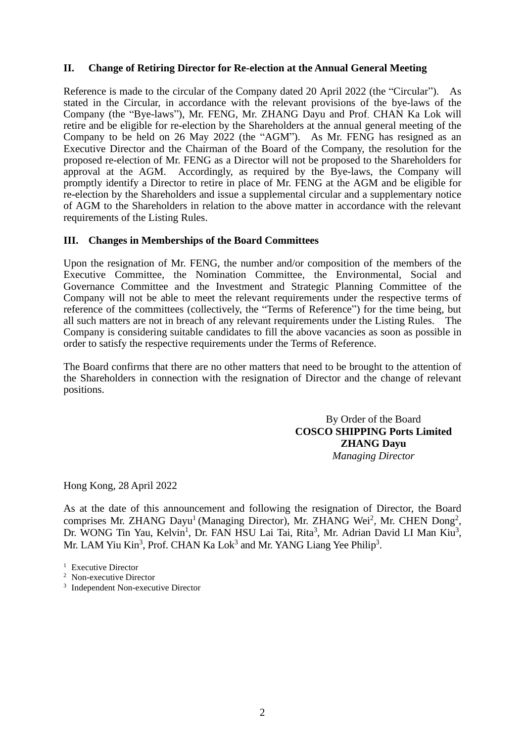## II. Change of Retiring Director for Re-election at the Annual General Meeting

Reference is made to the circular of the Company dated 20 April 2022 (the "Circular"). As stated in the Circular, in accordance with the relevant provisions of the bye-laws of the Company (the "Bye-laws"), Mr. FENG, Mr. ZHANG Dayu and Prof. CHAN Ka Lok will retire and be eligible for re-election by the Shareholders at the annual general meeting of the Company to be held on 26 May 2022 (the "AGM"). As Mr. FENG has resigned as an Executive Director and the Chairman of the Board of the Company, the resolution for the proposed re-election of Mr. FENG as a Director will not be proposed to the Shareholders for approval at the AGM. Accordingly, as required by the Bye-laws, the Company will promptly identify a Director to retire in place of Mr. FENG at the AGM and be eligible for re-election by the Shareholders and issue a supplemental circular and a supplementary notice of AGM to the Shareholders in relation to the above matter in accordance with the relevant requirements of the Listing Rules.

## III. Changes in Memberships of the Board Committees

Upon the resignation of Mr. FENG, the number and/or composition of the members of the Executive Committee, the Nomination Committee, the Environmental, Social and Governance Committee and the Investment and Strategic Planning Committee of the Company will not be able to meet the relevant requirements under the respective terms of reference of the committees (collectively, the "Terms of Reference") for the time being, but all such matters are not in breach of any relevant requirements under the Listing Rules. The Company is considering suitable candidates to fill the above vacancies as soon as possible in order to satisfy the respective requirements under the Terms of Reference.

The Board confirms that there are no other matters that need to be brought to the attention of the Shareholders in connection with the resignation of Director and the change of relevant positions.

By Order of the Board
**COSCO SHIPPING Ports Limited**
**ZHANG Dayu**
*Managing Director*

Hong Kong, 28 April 2022

As at the date of this announcement and following the resignation of Director, the Board comprises Mr. ZHANG Dayu[1] (Managing Director), Mr. ZHANG Wei[2], Mr. CHEN Dong[2], Dr. WONG Tin Yau, Kelvin[1], Dr. FAN HSU Lai Tai, Rita[3], Mr. Adrian David LI Man Kiu[3], Mr. LAM Yiu Kin[3], Prof. CHAN Ka Lok[3] and Mr. YANG Liang Yee Philip[3].

[1] Executive Director
[2] Non-executive Director
[3] Independent Non-executive Director